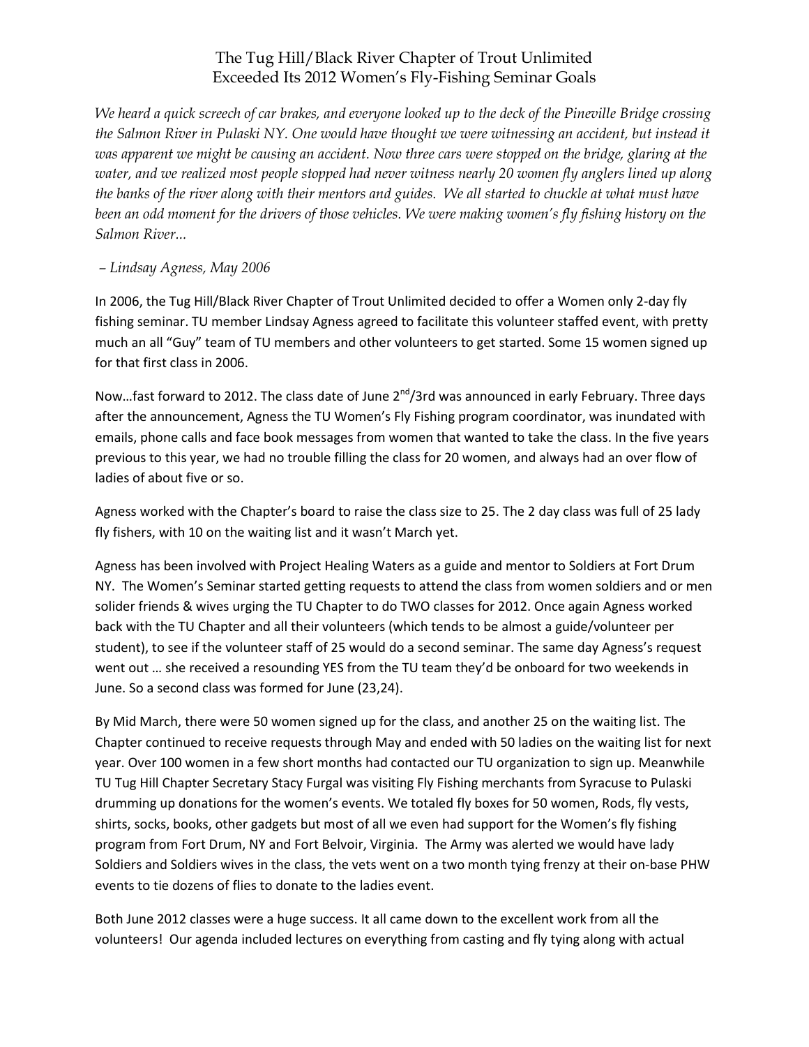# The Tug Hill/Black River Chapter of Trout Unlimited Exceeded Its 2012 Women's Fly-Fishing Seminar Goals

*We heard a quick screech of car brakes, and everyone looked up to the deck of the Pineville Bridge crossing the Salmon River in Pulaski NY. One would have thought we were witnessing an accident, but instead it was apparent we might be causing an accident. Now three cars were stopped on the bridge, glaring at the water, and we realized most people stopped had never witness nearly 20 women fly anglers lined up along the banks of the river along with their mentors and guides. We all started to chuckle at what must have been an odd moment for the drivers of those vehicles. We were making women's fly fishing history on the Salmon River...*

*– Lindsay Agness, May 2006*

In 2006, the Tug Hill/Black River Chapter of Trout Unlimited decided to offer a Women only 2-day fly fishing seminar. TU member Lindsay Agness agreed to facilitate this volunteer staffed event, with pretty much an all "Guy" team of TU members and other volunteers to get started. Some 15 women signed up for that first class in 2006.

Now…fast forward to 2012. The class date of June 2nd/3rd was announced in early February. Three days after the announcement, Agness the TU Women's Fly Fishing program coordinator, was inundated with emails, phone calls and face book messages from women that wanted to take the class. In the five years previous to this year, we had no trouble filling the class for 20 women, and always had an over flow of ladies of about five or so.

Agness worked with the Chapter's board to raise the class size to 25. The 2 day class was full of 25 lady fly fishers, with 10 on the waiting list and it wasn't March yet.

Agness has been involved with Project Healing Waters as a guide and mentor to Soldiers at Fort Drum NY. The Women's Seminar started getting requests to attend the class from women soldiers and or men solider friends & wives urging the TU Chapter to do TWO classes for 2012. Once again Agness worked back with the TU Chapter and all their volunteers (which tends to be almost a guide/volunteer per student), to see if the volunteer staff of 25 would do a second seminar. The same day Agness's request went out … she received a resounding YES from the TU team they'd be onboard for two weekends in June. So a second class was formed for June (23,24).

By Mid March, there were 50 women signed up for the class, and another 25 on the waiting list. The Chapter continued to receive requests through May and ended with 50 ladies on the waiting list for next year. Over 100 women in a few short months had contacted our TU organization to sign up. Meanwhile TU Tug Hill Chapter Secretary Stacy Furgal was visiting Fly Fishing merchants from Syracuse to Pulaski drumming up donations for the women's events. We totaled fly boxes for 50 women, Rods, fly vests, shirts, socks, books, other gadgets but most of all we even had support for the Women's fly fishing program from Fort Drum, NY and Fort Belvoir, Virginia. The Army was alerted we would have lady Soldiers and Soldiers wives in the class, the vets went on a two month tying frenzy at their on-base PHW events to tie dozens of flies to donate to the ladies event.

Both June 2012 classes were a huge success. It all came down to the excellent work from all the volunteers! Our agenda included lectures on everything from casting and fly tying along with actual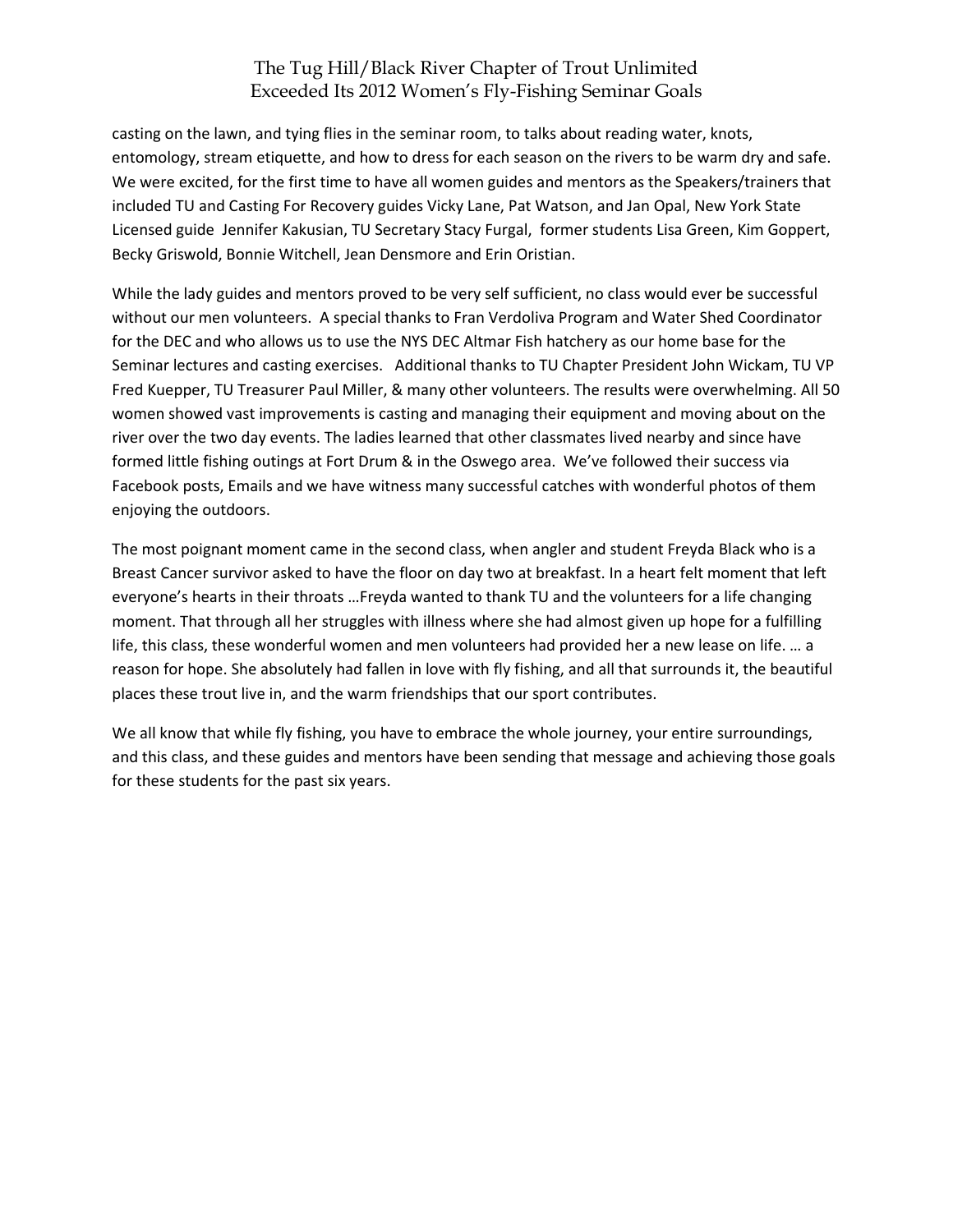casting on the lawn, and tying flies in the seminar room, to talks about reading water, knots, entomology, stream etiquette, and how to dress for each season on the rivers to be warm dry and safe. We were excited, for the first time to have all women guides and mentors as the Speakers/trainers that included TU and Casting For Recovery guides Vicky Lane, Pat Watson, and Jan Opal, New York State Licensed guide Jennifer Kakusian, TU Secretary Stacy Furgal, former students Lisa Green, Kim Goppert, Becky Griswold, Bonnie Witchell, Jean Densmore and Erin Oristian.

While the lady guides and mentors proved to be very self sufficient, no class would ever be successful without our men volunteers. A special thanks to Fran Verdoliva Program and Water Shed Coordinator for the DEC and who allows us to use the NYS DEC Altmar Fish hatchery as our home base for the Seminar lectures and casting exercises. Additional thanks to TU Chapter President John Wickam, TU VP Fred Kuepper, TU Treasurer Paul Miller, & many other volunteers. The results were overwhelming. All 50 women showed vast improvements is casting and managing their equipment and moving about on the river over the two day events. The ladies learned that other classmates lived nearby and since have formed little fishing outings at Fort Drum & in the Oswego area. We've followed their success via Facebook posts, Emails and we have witness many successful catches with wonderful photos of them enjoying the outdoors.

The most poignant moment came in the second class, when angler and student Freyda Black who is a Breast Cancer survivor asked to have the floor on day two at breakfast. In a heart felt moment that left everyone's hearts in their throats …Freyda wanted to thank TU and the volunteers for a life changing moment. That through all her struggles with illness where she had almost given up hope for a fulfilling life, this class, these wonderful women and men volunteers had provided her a new lease on life. … a reason for hope. She absolutely had fallen in love with fly fishing, and all that surrounds it, the beautiful places these trout live in, and the warm friendships that our sport contributes.

We all know that while fly fishing, you have to embrace the whole journey, your entire surroundings, and this class, and these guides and mentors have been sending that message and achieving those goals for these students for the past six years.